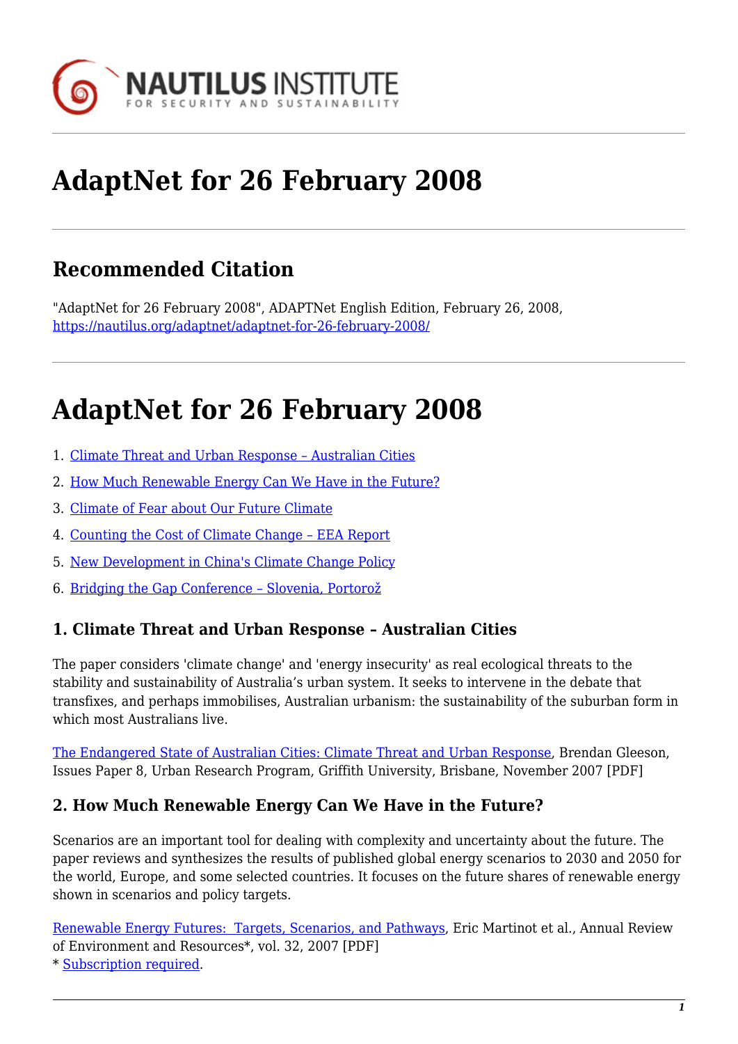# AdaptNet for 26 February 2008

## Recommended Citation

"AdaptNet for 26 February 2008", ADAPTNet English Edition, February 26, 2008, https://nautilus.org/adaptnet/adaptnet-for-26-february-2008/

# AdaptNet for 26 February 2008

1. Climate Threat and Urban Response – Australian Cities
2. How Much Renewable Energy Can We Have in the Future?
3. Climate of Fear about Our Future Climate
4. Counting the Cost of Climate Change – EEA Report
5. New Development in China's Climate Change Policy
6. Bridging the Gap Conference – Slovenia, Portorož

### 1. Climate Threat and Urban Response – Australian Cities

The paper considers 'climate change' and 'energy insecurity' as real ecological threats to the stability and sustainability of Australia's urban system. It seeks to intervene in the debate that transfixes, and perhaps immobilises, Australian urbanism: the sustainability of the suburban form in which most Australians live.

The Endangered State of Australian Cities: Climate Threat and Urban Response, Brendan Gleeson, Issues Paper 8, Urban Research Program, Griffith University, Brisbane, November 2007 [PDF]

### 2. How Much Renewable Energy Can We Have in the Future?

Scenarios are an important tool for dealing with complexity and uncertainty about the future. The paper reviews and synthesizes the results of published global energy scenarios to 2030 and 2050 for the world, Europe, and some selected countries. It focuses on the future shares of renewable energy shown in scenarios and policy targets.

Renewable Energy Futures: Targets, Scenarios, and Pathways, Eric Martinot et al., Annual Review of Environment and Resources*, vol. 32, 2007 [PDF]
* Subscription required.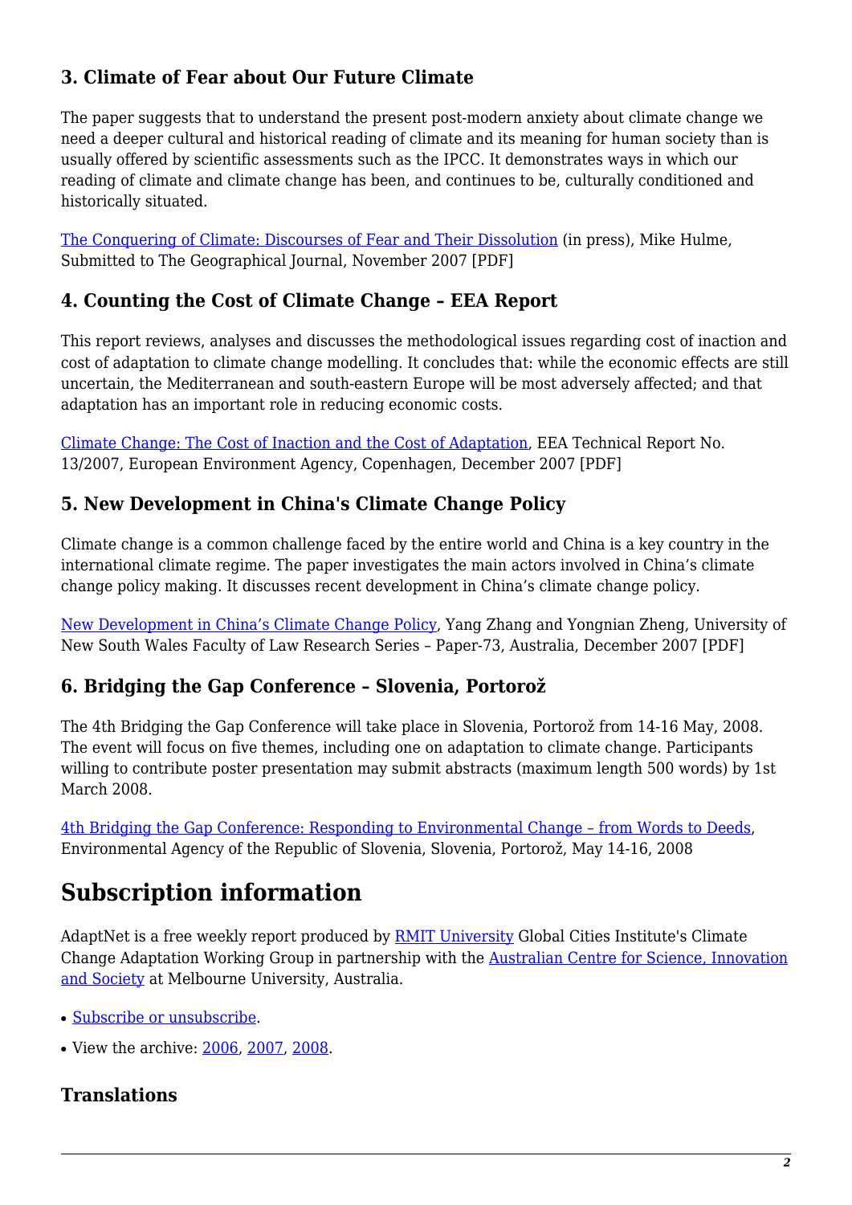### 3. Climate of Fear about Our Future Climate

The paper suggests that to understand the present post-modern anxiety about climate change we need a deeper cultural and historical reading of climate and its meaning for human society than is usually offered by scientific assessments such as the IPCC. It demonstrates ways in which our reading of climate and climate change has been, and continues to be, culturally conditioned and historically situated.

The Conquering of Climate: Discourses of Fear and Their Dissolution (in press), Mike Hulme, Submitted to The Geographical Journal, November 2007 [PDF]

### 4. Counting the Cost of Climate Change – EEA Report

This report reviews, analyses and discusses the methodological issues regarding cost of inaction and cost of adaptation to climate change modelling. It concludes that: while the economic effects are still uncertain, the Mediterranean and south-eastern Europe will be most adversely affected; and that adaptation has an important role in reducing economic costs.

Climate Change: The Cost of Inaction and the Cost of Adaptation, EEA Technical Report No. 13/2007, European Environment Agency, Copenhagen, December 2007 [PDF]

### 5. New Development in China's Climate Change Policy

Climate change is a common challenge faced by the entire world and China is a key country in the international climate regime. The paper investigates the main actors involved in China's climate change policy making. It discusses recent development in China's climate change policy.

New Development in China's Climate Change Policy, Yang Zhang and Yongnian Zheng, University of New South Wales Faculty of Law Research Series – Paper-73, Australia, December 2007 [PDF]

### 6. Bridging the Gap Conference – Slovenia, Portorož

The 4th Bridging the Gap Conference will take place in Slovenia, Portorož from 14-16 May, 2008. The event will focus on five themes, including one on adaptation to climate change. Participants willing to contribute poster presentation may submit abstracts (maximum length 500 words) by 1st March 2008.

4th Bridging the Gap Conference: Responding to Environmental Change – from Words to Deeds, Environmental Agency of the Republic of Slovenia, Slovenia, Portorož, May 14-16, 2008

## Subscription information

AdaptNet is a free weekly report produced by RMIT University Global Cities Institute's Climate Change Adaptation Working Group in partnership with the Australian Centre for Science, Innovation and Society at Melbourne University, Australia.

- Subscribe or unsubscribe.
- View the archive: 2006, 2007, 2008.

### Translations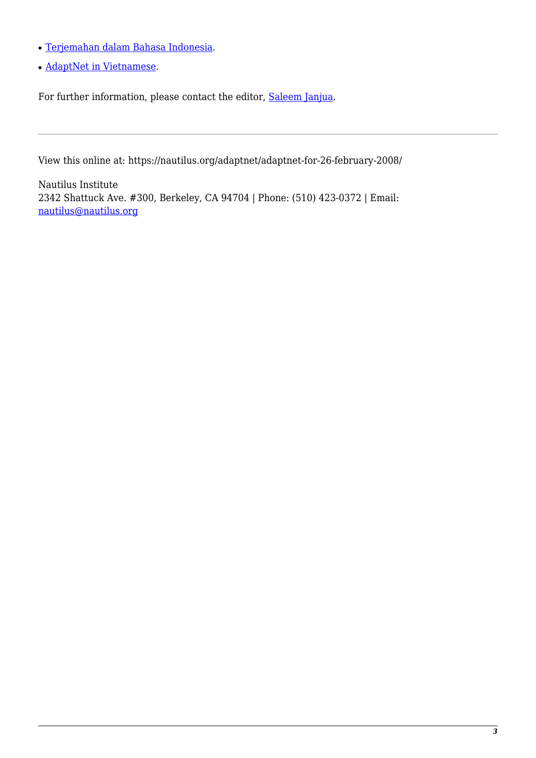- Terjemahan dalam Bahasa Indonesia.
- AdaptNet in Vietnamese.

For further information, please contact the editor, Saleem Janjua.

---

View this online at: https://nautilus.org/adaptnet/adaptnet-for-26-february-2008/

Nautilus Institute
2342 Shattuck Ave. #300, Berkeley, CA 94704 | Phone: (510) 423-0372 | Email: nautilus@nautilus.org